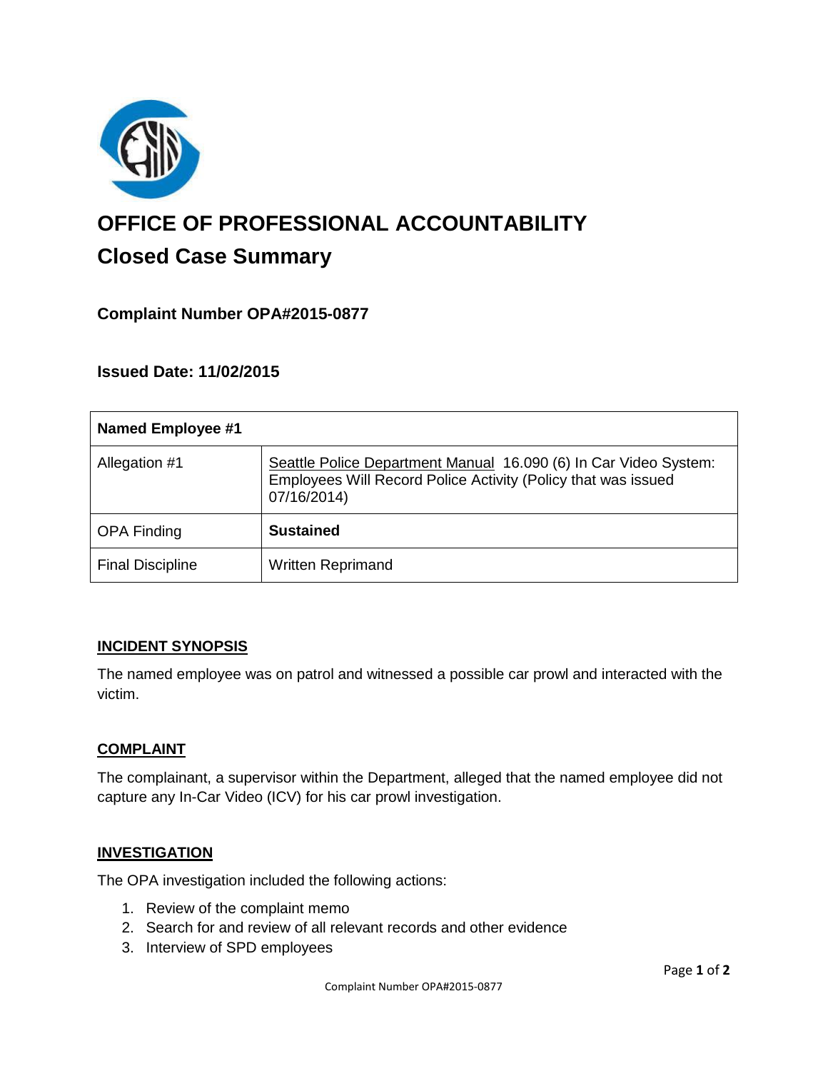# OFFICE OF PROFESSIONAL ACCOUNTABILITY

## Closed Case Summary

### Complaint Number OPA#2015-0877

### Issued Date: 11/02/2015

| Named Employee #1 | |
|---|---|
| Allegation #1 | Seattle Police Department Manual 16.090 (6) In Car Video System: Employees Will Record Police Activity (Policy that was issued 07/16/2014) |
| OPA Finding | **Sustained** |
| Final Discipline | Written Reprimand |

#### INCIDENT SYNOPSIS

The named employee was on patrol and witnessed a possible car prowl and interacted with the victim.

#### COMPLAINT

The complainant, a supervisor within the Department, alleged that the named employee did not capture any In-Car Video (ICV) for his car prowl investigation.

#### INVESTIGATION

The OPA investigation included the following actions:

1. Review of the complaint memo
2. Search for and review of all relevant records and other evidence
3. Interview of SPD employees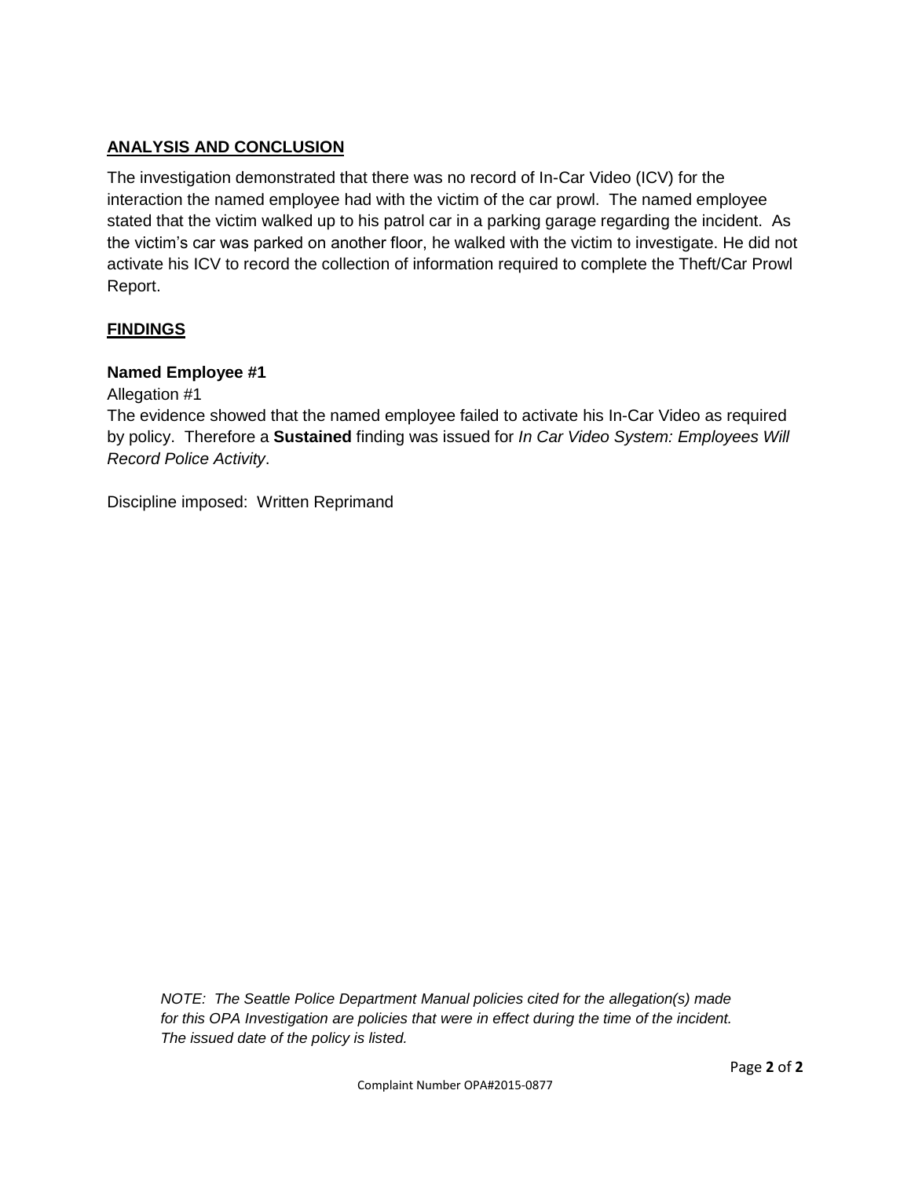## ANALYSIS AND CONCLUSION

The investigation demonstrated that there was no record of In-Car Video (ICV) for the interaction the named employee had with the victim of the car prowl. The named employee stated that the victim walked up to his patrol car in a parking garage regarding the incident. As the victim's car was parked on another floor, he walked with the victim to investigate. He did not activate his ICV to record the collection of information required to complete the Theft/Car Prowl Report.

## FINDINGS

**Named Employee #1**

Allegation #1

The evidence showed that the named employee failed to activate his In-Car Video as required by policy. Therefore a **Sustained** finding was issued for *In Car Video System: Employees Will Record Police Activity*.

Discipline imposed: Written Reprimand

*NOTE: The Seattle Police Department Manual policies cited for the allegation(s) made for this OPA Investigation are policies that were in effect during the time of the incident. The issued date of the policy is listed.*

Complaint Number OPA#2015-0877